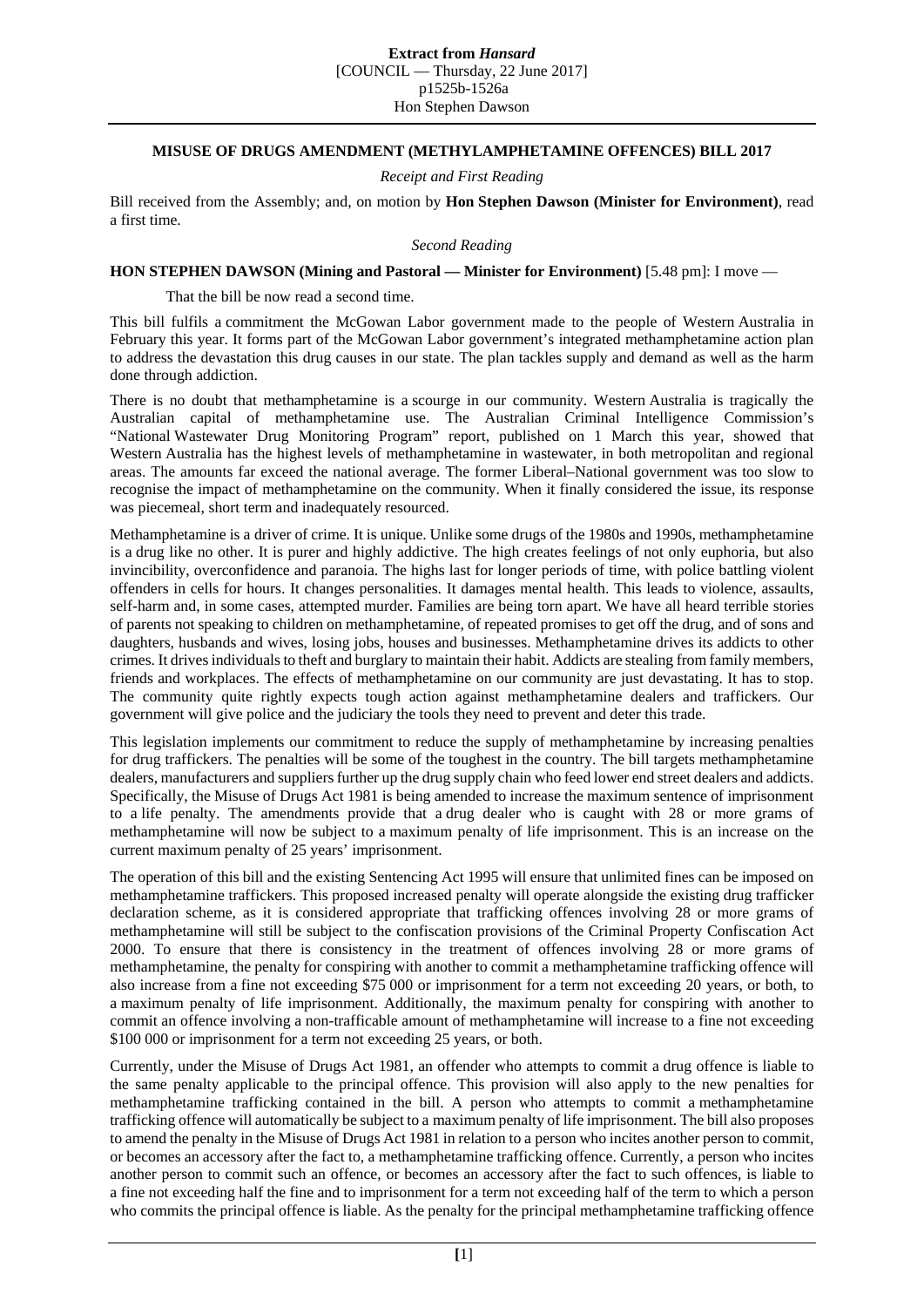## MISUSE OF DRUGS AMENDMENT (METHYLAMPHETAMINE OFFENCES) BILL 2017

*Receipt and First Reading*

Bill received from the Assembly; and, on motion by **Hon Stephen Dawson (Minister for Environment)**, read a first time.

*Second Reading*

**HON STEPHEN DAWSON (Mining and Pastoral — Minister for Environment)** [5.48 pm]: I move —

> That the bill be now read a second time.

This bill fulfils a commitment the McGowan Labor government made to the people of Western Australia in February this year. It forms part of the McGowan Labor government's integrated methamphetamine action plan to address the devastation this drug causes in our state. The plan tackles supply and demand as well as the harm done through addiction.

There is no doubt that methamphetamine is a scourge in our community. Western Australia is tragically the Australian capital of methamphetamine use. The Australian Criminal Intelligence Commission's "National Wastewater Drug Monitoring Program" report, published on 1 March this year, showed that Western Australia has the highest levels of methamphetamine in wastewater, in both metropolitan and regional areas. The amounts far exceed the national average. The former Liberal–National government was too slow to recognise the impact of methamphetamine on the community. When it finally considered the issue, its response was piecemeal, short term and inadequately resourced.

Methamphetamine is a driver of crime. It is unique. Unlike some drugs of the 1980s and 1990s, methamphetamine is a drug like no other. It is purer and highly addictive. The high creates feelings of not only euphoria, but also invincibility, overconfidence and paranoia. The highs last for longer periods of time, with police battling violent offenders in cells for hours. It changes personalities. It damages mental health. This leads to violence, assaults, self-harm and, in some cases, attempted murder. Families are being torn apart. We have all heard terrible stories of parents not speaking to children on methamphetamine, of repeated promises to get off the drug, and of sons and daughters, husbands and wives, losing jobs, houses and businesses. Methamphetamine drives its addicts to other crimes. It drives individuals to theft and burglary to maintain their habit. Addicts are stealing from family members, friends and workplaces. The effects of methamphetamine on our community are just devastating. It has to stop. The community quite rightly expects tough action against methamphetamine dealers and traffickers. Our government will give police and the judiciary the tools they need to prevent and deter this trade.

This legislation implements our commitment to reduce the supply of methamphetamine by increasing penalties for drug traffickers. The penalties will be some of the toughest in the country. The bill targets methamphetamine dealers, manufacturers and suppliers further up the drug supply chain who feed lower end street dealers and addicts. Specifically, the Misuse of Drugs Act 1981 is being amended to increase the maximum sentence of imprisonment to a life penalty. The amendments provide that a drug dealer who is caught with 28 or more grams of methamphetamine will now be subject to a maximum penalty of life imprisonment. This is an increase on the current maximum penalty of 25 years' imprisonment.

The operation of this bill and the existing Sentencing Act 1995 will ensure that unlimited fines can be imposed on methamphetamine traffickers. This proposed increased penalty will operate alongside the existing drug trafficker declaration scheme, as it is considered appropriate that trafficking offences involving 28 or more grams of methamphetamine will still be subject to the confiscation provisions of the Criminal Property Confiscation Act 2000. To ensure that there is consistency in the treatment of offences involving 28 or more grams of methamphetamine, the penalty for conspiring with another to commit a methamphetamine trafficking offence will also increase from a fine not exceeding $75 000 or imprisonment for a term not exceeding 20 years, or both, to a maximum penalty of life imprisonment. Additionally, the maximum penalty for conspiring with another to commit an offence involving a non-trafficable amount of methamphetamine will increase to a fine not exceeding $100 000 or imprisonment for a term not exceeding 25 years, or both.

Currently, under the Misuse of Drugs Act 1981, an offender who attempts to commit a drug offence is liable to the same penalty applicable to the principal offence. This provision will also apply to the new penalties for methamphetamine trafficking contained in the bill. A person who attempts to commit a methamphetamine trafficking offence will automatically be subject to a maximum penalty of life imprisonment. The bill also proposes to amend the penalty in the Misuse of Drugs Act 1981 in relation to a person who incites another person to commit, or becomes an accessory after the fact to, a methamphetamine trafficking offence. Currently, a person who incites another person to commit such an offence, or becomes an accessory after the fact to such offences, is liable to a fine not exceeding half the fine and to imprisonment for a term not exceeding half of the term to which a person who commits the principal offence is liable. As the penalty for the principal methamphetamine trafficking offence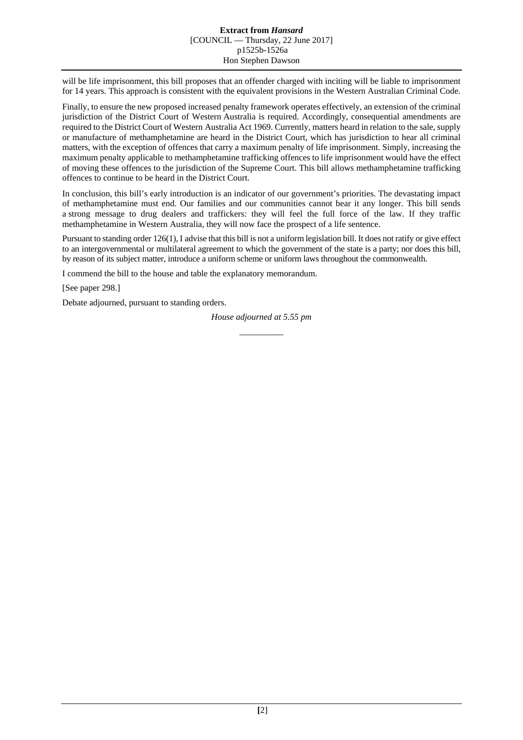will be life imprisonment, this bill proposes that an offender charged with inciting will be liable to imprisonment for 14 years. This approach is consistent with the equivalent provisions in the Western Australian Criminal Code.

Finally, to ensure the new proposed increased penalty framework operates effectively, an extension of the criminal jurisdiction of the District Court of Western Australia is required. Accordingly, consequential amendments are required to the District Court of Western Australia Act 1969. Currently, matters heard in relation to the sale, supply or manufacture of methamphetamine are heard in the District Court, which has jurisdiction to hear all criminal matters, with the exception of offences that carry a maximum penalty of life imprisonment. Simply, increasing the maximum penalty applicable to methamphetamine trafficking offences to life imprisonment would have the effect of moving these offences to the jurisdiction of the Supreme Court. This bill allows methamphetamine trafficking offences to continue to be heard in the District Court.

In conclusion, this bill's early introduction is an indicator of our government's priorities. The devastating impact of methamphetamine must end. Our families and our communities cannot bear it any longer. This bill sends a strong message to drug dealers and traffickers: they will feel the full force of the law. If they traffic methamphetamine in Western Australia, they will now face the prospect of a life sentence.

Pursuant to standing order 126(1), I advise that this bill is not a uniform legislation bill. It does not ratify or give effect to an intergovernmental or multilateral agreement to which the government of the state is a party; nor does this bill, by reason of its subject matter, introduce a uniform scheme or uniform laws throughout the commonwealth.

I commend the bill to the house and table the explanatory memorandum.

[See paper 298.]

Debate adjourned, pursuant to standing orders.

*House adjourned at 5.55 pm*

__________